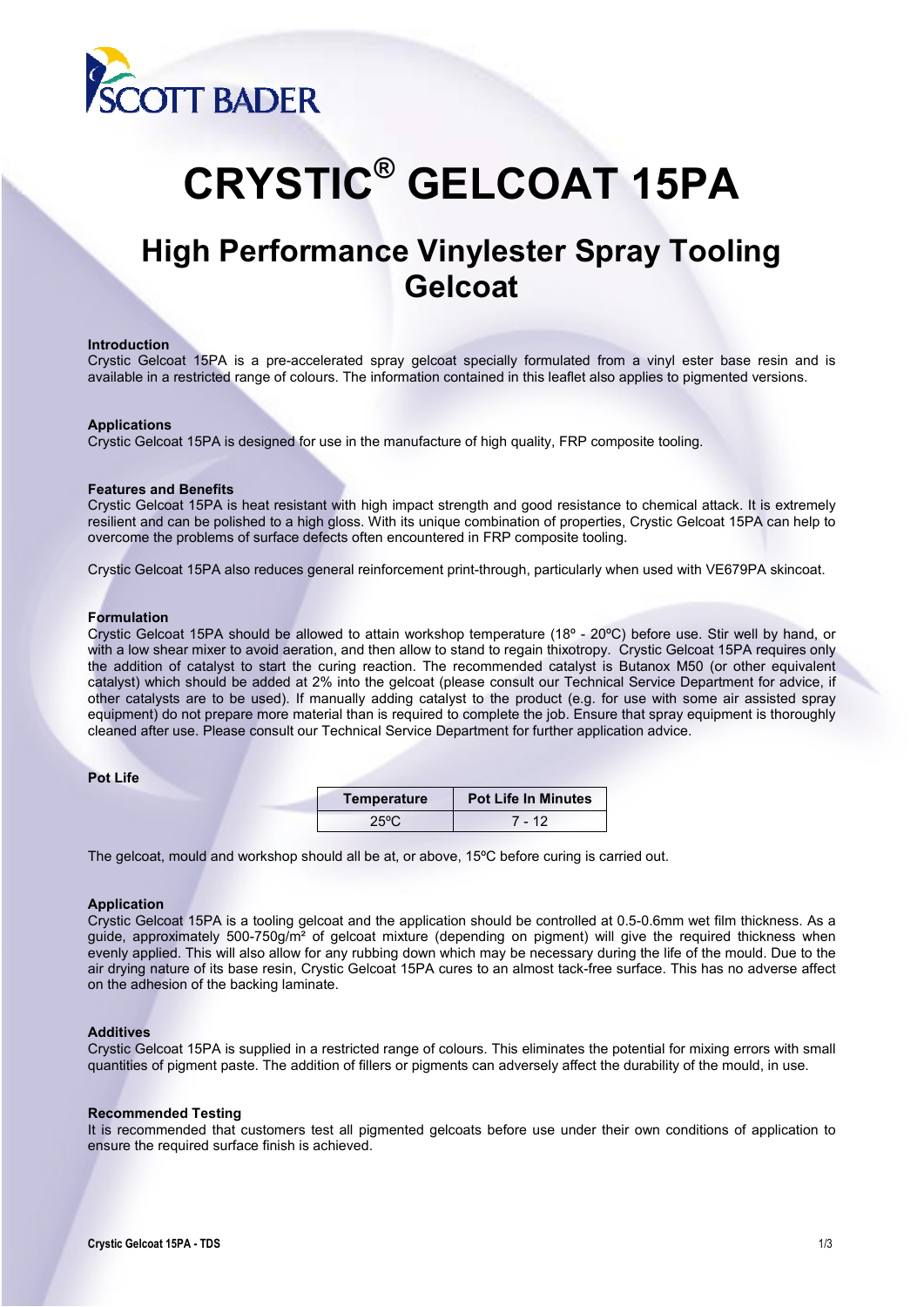# CRYSTIC® GELCOAT 15PA

## High Performance Vinylester Spray Tooling Gelcoat

**Introduction**
Crystic Gelcoat 15PA is a pre-accelerated spray gelcoat specially formulated from a vinyl ester base resin and is available in a restricted range of colours. The information contained in this leaflet also applies to pigmented versions.

**Applications**
Crystic Gelcoat 15PA is designed for use in the manufacture of high quality, FRP composite tooling.

**Features and Benefits**
Crystic Gelcoat 15PA is heat resistant with high impact strength and good resistance to chemical attack. It is extremely resilient and can be polished to a high gloss. With its unique combination of properties, Crystic Gelcoat 15PA can help to overcome the problems of surface defects often encountered in FRP composite tooling.

Crystic Gelcoat 15PA also reduces general reinforcement print-through, particularly when used with VE679PA skincoat.

**Formulation**
Crystic Gelcoat 15PA should be allowed to attain workshop temperature (18º - 20ºC) before use. Stir well by hand, or with a low shear mixer to avoid aeration, and then allow to stand to regain thixotropy. Crystic Gelcoat 15PA requires only the addition of catalyst to start the curing reaction. The recommended catalyst is Butanox M50 (or other equivalent catalyst) which should be added at 2% into the gelcoat (please consult our Technical Service Department for advice, if other catalysts are to be used). If manually adding catalyst to the product (e.g. for use with some air assisted spray equipment) do not prepare more material than is required to complete the job. Ensure that spray equipment is thoroughly cleaned after use. Please consult our Technical Service Department for further application advice.

**Pot Life**

| Temperature | Pot Life In Minutes |
|---|---|
| 25ºC | 7 - 12 |

The gelcoat, mould and workshop should all be at, or above, 15ºC before curing is carried out.

**Application**
Crystic Gelcoat 15PA is a tooling gelcoat and the application should be controlled at 0.5-0.6mm wet film thickness. As a guide, approximately 500-750g/m² of gelcoat mixture (depending on pigment) will give the required thickness when evenly applied. This will also allow for any rubbing down which may be necessary during the life of the mould. Due to the air drying nature of its base resin, Crystic Gelcoat 15PA cures to an almost tack-free surface. This has no adverse affect on the adhesion of the backing laminate.

**Additives**
Crystic Gelcoat 15PA is supplied in a restricted range of colours. This eliminates the potential for mixing errors with small quantities of pigment paste. The addition of fillers or pigments can adversely affect the durability of the mould, in use.

**Recommended Testing**
It is recommended that customers test all pigmented gelcoats before use under their own conditions of application to ensure the required surface finish is achieved.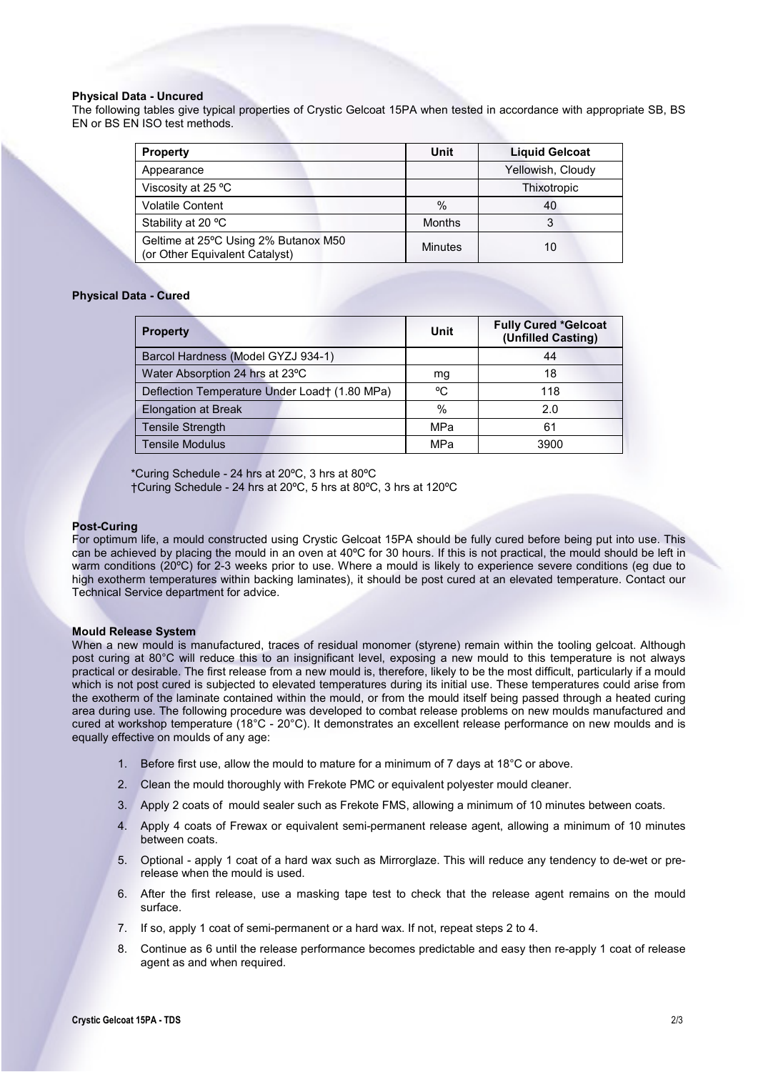### Physical Data - Uncured

The following tables give typical properties of Crystic Gelcoat 15PA when tested in accordance with appropriate SB, BS EN or BS EN ISO test methods.

| Property | Unit | Liquid Gelcoat |
| --- | --- | --- |
| Appearance | | Yellowish, Cloudy |
| Viscosity at 25 ºC | | Thixotropic |
| Volatile Content | % | 40 |
| Stability at 20 ºC | Months | 3 |
| Geltime at 25ºC Using 2% Butanox M50 (or Other Equivalent Catalyst) | Minutes | 10 |

### Physical Data - Cured

| Property | Unit | Fully Cured *Gelcoat (Unfilled Casting) |
| --- | --- | --- |
| Barcol Hardness (Model GYZJ 934-1) | | 44 |
| Water Absorption 24 hrs at 23ºC | mg | 18 |
| Deflection Temperature Under Load† (1.80 MPa) | ºC | 118 |
| Elongation at Break | % | 2.0 |
| Tensile Strength | MPa | 61 |
| Tensile Modulus | MPa | 3900 |

*Curing Schedule - 24 hrs at 20ºC, 3 hrs at 80ºC

†Curing Schedule - 24 hrs at 20ºC, 5 hrs at 80ºC, 3 hrs at 120ºC

### Post-Curing

For optimum life, a mould constructed using Crystic Gelcoat 15PA should be fully cured before being put into use. This can be achieved by placing the mould in an oven at 40ºC for 30 hours. If this is not practical, the mould should be left in warm conditions (20ºC) for 2-3 weeks prior to use. Where a mould is likely to experience severe conditions (eg due to high exotherm temperatures within backing laminates), it should be post cured at an elevated temperature. Contact our Technical Service department for advice.

### Mould Release System

When a new mould is manufactured, traces of residual monomer (styrene) remain within the tooling gelcoat. Although post curing at 80°C will reduce this to an insignificant level, exposing a new mould to this temperature is not always practical or desirable. The first release from a new mould is, therefore, likely to be the most difficult, particularly if a mould which is not post cured is subjected to elevated temperatures during its initial use. These temperatures could arise from the exotherm of the laminate contained within the mould, or from the mould itself being passed through a heated curing area during use. The following procedure was developed to combat release problems on new moulds manufactured and cured at workshop temperature (18°C - 20°C). It demonstrates an excellent release performance on new moulds and is equally effective on moulds of any age:

1. Before first use, allow the mould to mature for a minimum of 7 days at 18°C or above.
2. Clean the mould thoroughly with Frekote PMC or equivalent polyester mould cleaner.
3. Apply 2 coats of mould sealer such as Frekote FMS, allowing a minimum of 10 minutes between coats.
4. Apply 4 coats of Frewax or equivalent semi-permanent release agent, allowing a minimum of 10 minutes between coats.
5. Optional - apply 1 coat of a hard wax such as Mirrorglaze. This will reduce any tendency to de-wet or pre-release when the mould is used.
6. After the first release, use a masking tape test to check that the release agent remains on the mould surface.
7. If so, apply 1 coat of semi-permanent or a hard wax. If not, repeat steps 2 to 4.
8. Continue as 6 until the release performance becomes predictable and easy then re-apply 1 coat of release agent as and when required.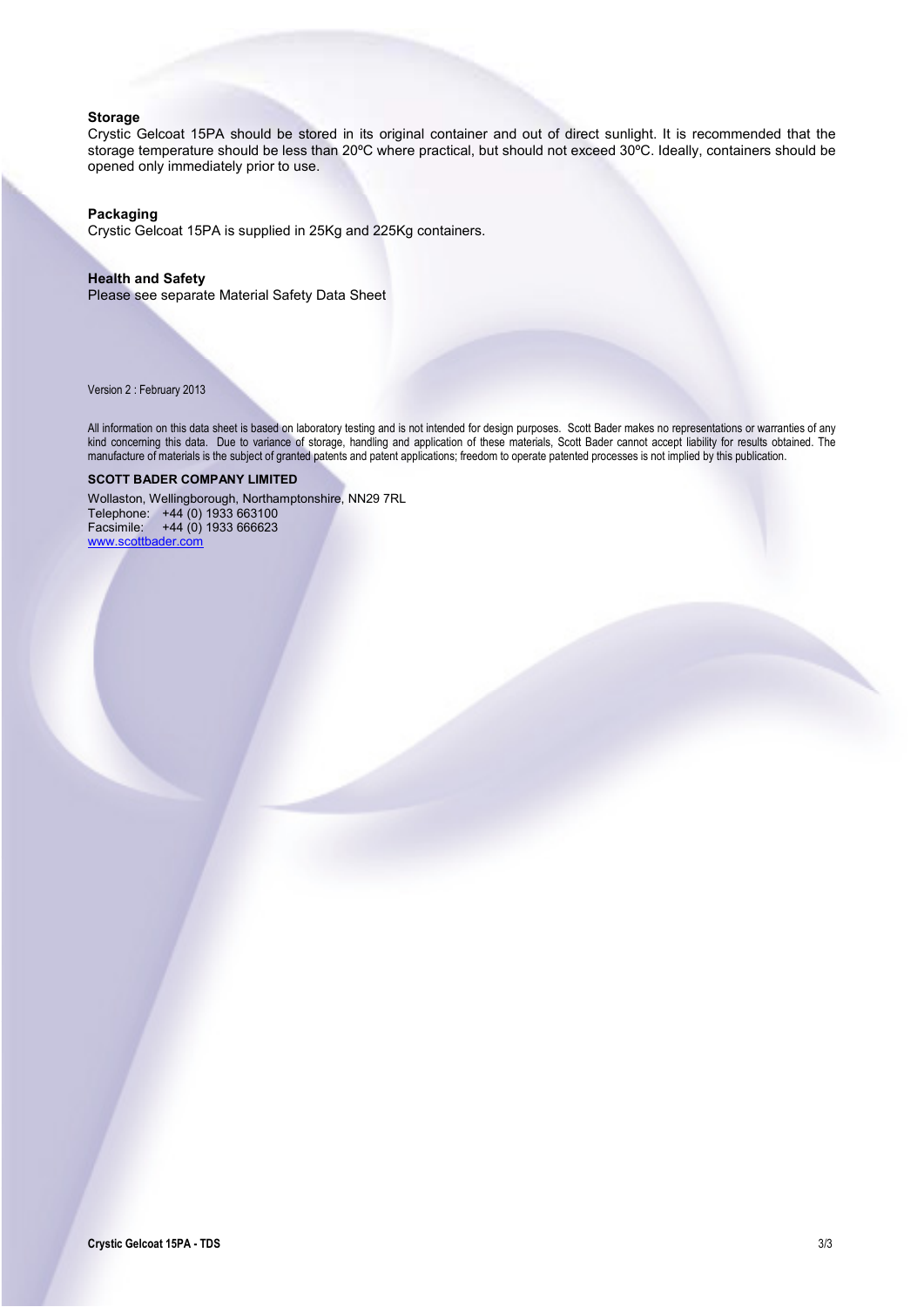## Storage

Crystic Gelcoat 15PA should be stored in its original container and out of direct sunlight. It is recommended that the storage temperature should be less than 20ºC where practical, but should not exceed 30ºC. Ideally, containers should be opened only immediately prior to use.

## Packaging

Crystic Gelcoat 15PA is supplied in 25Kg and 225Kg containers.

## Health and Safety

Please see separate Material Safety Data Sheet

Version 2 : February 2013

All information on this data sheet is based on laboratory testing and is not intended for design purposes. Scott Bader makes no representations or warranties of any kind concerning this data. Due to variance of storage, handling and application of these materials, Scott Bader cannot accept liability for results obtained. The manufacture of materials is the subject of granted patents and patent applications; freedom to operate patented processes is not implied by this publication.

**SCOTT BADER COMPANY LIMITED**

Wollaston, Wellingborough, Northamptonshire, NN29 7RL
Telephone: +44 (0) 1933 663100
Facsimile: +44 (0) 1933 666623
www.scottbader.com